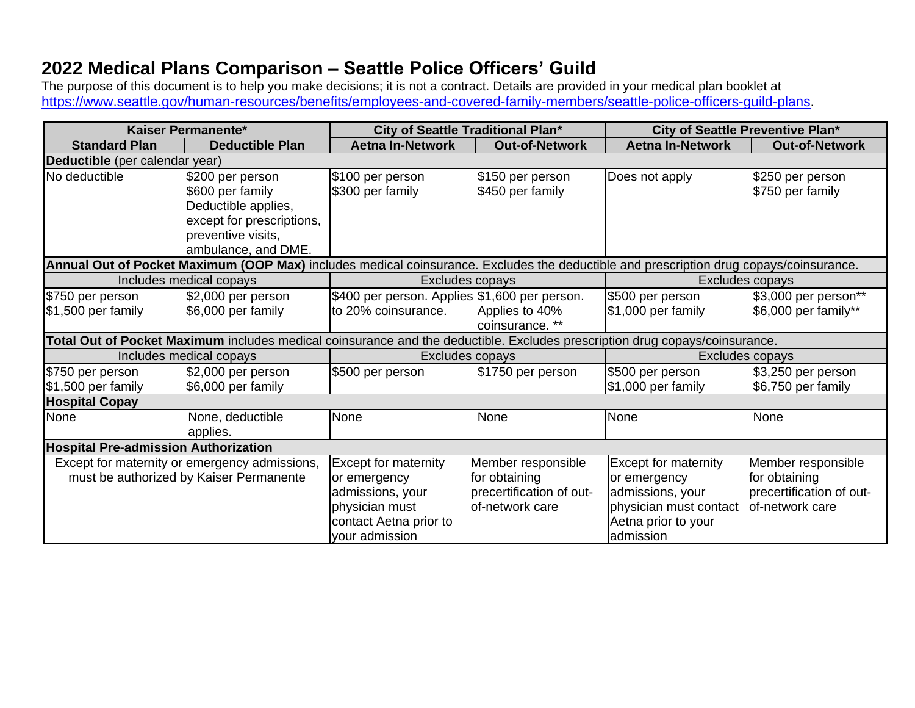# 2022 Medical Plans Comparison – Seattle Police Officers' Guild

The purpose of this document is to help you make decisions; it is not a contract. Details are provided in your medical plan booklet at https://www.seattle.gov/human-resources/benefits/employees-and-covered-family-members/seattle-police-officers-guild-plans.

| Kaiser Permanente* | | City of Seattle Traditional Plan* | | City of Seattle Preventive Plan* | |
|---|---|---|---|---|---|
| **Standard Plan** | **Deductible Plan** | **Aetna In-Network** | **Out-of-Network** | **Aetna In-Network** | **Out-of-Network** |
| **Deductible** (per calendar year) | | | | | |
| No deductible | $200 per person<br>$600 per family<br>Deductible applies, except for prescriptions, preventive visits, ambulance, and DME. | $100 per person<br>$300 per family | $150 per person<br>$450 per family | Does not apply | $250 per person<br>$750 per family |
| **Annual Out of Pocket Maximum (OOP Max)** includes medical coinsurance. Excludes the deductible and prescription drug copays/coinsurance. | | | | | |
| Includes medical copays | | Excludes copays | | Excludes copays | |
| $750 per person<br>$1,500 per family | $2,000 per person<br>$6,000 per family | $400 per person. Applies to 20% coinsurance. | $1,600 per person. Applies to 40% coinsurance. ** | $500 per person<br>$1,000 per family | $3,000 per person**<br>$6,000 per family** |
| **Total Out of Pocket Maximum** includes medical coinsurance and the deductible. Excludes prescription drug copays/coinsurance. | | | | | |
| Includes medical copays | | Excludes copays | | Excludes copays | |
| $750 per person<br>$1,500 per family | $2,000 per person<br>$6,000 per family | $500 per person | $1750 per person | $500 per person<br>$1,000 per family | $3,250 per person<br>$6,750 per family |
| **Hospital Copay** | | | | | |
| None | None, deductible applies. | None | None | None | None |
| **Hospital Pre-admission Authorization** | | | | | |
| Except for maternity or emergency admissions, must be authorized by Kaiser Permanente | | Except for maternity or emergency admissions, your physician must contact Aetna prior to your admission | Member responsible for obtaining precertification of out-of-network care | Except for maternity or emergency admissions, your physician must contact Aetna prior to your admission | Member responsible for obtaining precertification of out-of-network care |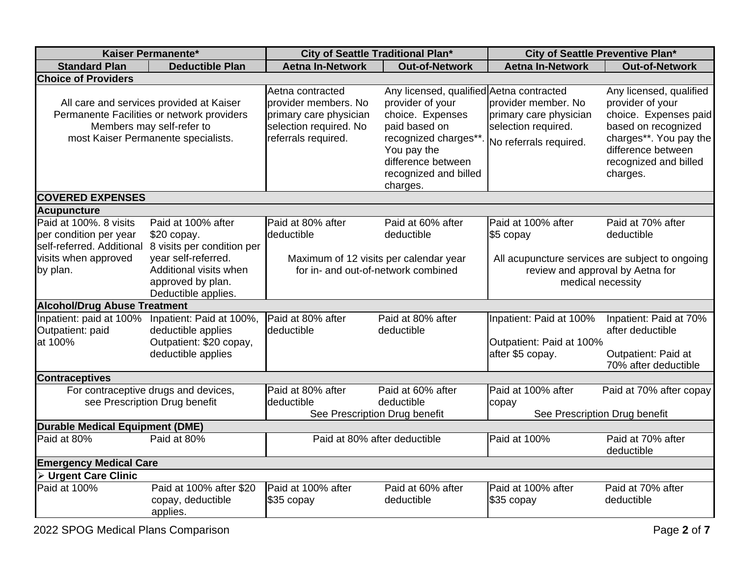| Kaiser Permanente* | | City of Seattle Traditional Plan* | | City of Seattle Preventive Plan* | |
|---|---|---|---|---|---|
| **Standard Plan** | **Deductible Plan** | **Aetna In-Network** | **Out-of-Network** | **Aetna In-Network** | **Out-of-Network** |
| **Choice of Providers** | | | | | |
| All care and services provided at Kaiser Permanente Facilities or network providers Members may self-refer to most Kaiser Permanente specialists. | | Aetna contracted provider members. No primary care physician selection required. No referrals required. | Any licensed, qualified provider of your choice. Expenses paid based on recognized charges**. You pay the difference between recognized and billed charges. | Aetna contracted provider member. No primary care physician selection required. No referrals required. | Any licensed, qualified provider of your choice. Expenses paid based on recognized charges**. You pay the difference between recognized and billed charges. |
| **COVERED EXPENSES** | | | | | |
| **Acupuncture** | | | | | |
| Paid at 100%. 8 visits per condition per year self-referred. Additional visits when approved by plan. | Paid at 100% after $20 copay. 8 visits per condition per year self-referred. Additional visits when approved by plan. Deductible applies. | Paid at 80% after deductible<br>Maximum of 12 visits per calendar year for in- and out-of-network combined | Paid at 60% after deductible | Paid at 100% after $5 copay<br>All acupuncture services are subject to ongoing review and approval by Aetna for medical necessity | Paid at 70% after deductible |
| **Alcohol/Drug Abuse Treatment** | | | | | |
| Inpatient: paid at 100% Outpatient: paid at 100% | Inpatient: Paid at 100%, deductible applies Outpatient: $20 copay, deductible applies | Paid at 80% after deductible | Paid at 80% after deductible | Inpatient: Paid at 100%<br>Outpatient: Paid at 100% after $5 copay. | Inpatient: Paid at 70% after deductible<br>Outpatient: Paid at 70% after deductible |
| **Contraceptives** | | | | | |
| For contraceptive drugs and devices, see Prescription Drug benefit | | Paid at 80% after deductible<br>See Prescription Drug benefit | Paid at 60% after deductible | Paid at 100% after copay<br>See Prescription Drug benefit | Paid at 70% after copay |
| **Durable Medical Equipment (DME)** | | | | | |
| Paid at 80% | Paid at 80% | Paid at 80% after deductible | | Paid at 100% | Paid at 70% after deductible |
| **Emergency Medical Care** | | | | | |
| ➢ **Urgent Care Clinic** | | | | | |
| Paid at 100% | Paid at 100% after $20 copay, deductible applies. | Paid at 100% after $35 copay | Paid at 60% after deductible | Paid at 100% after $35 copay | Paid at 70% after deductible |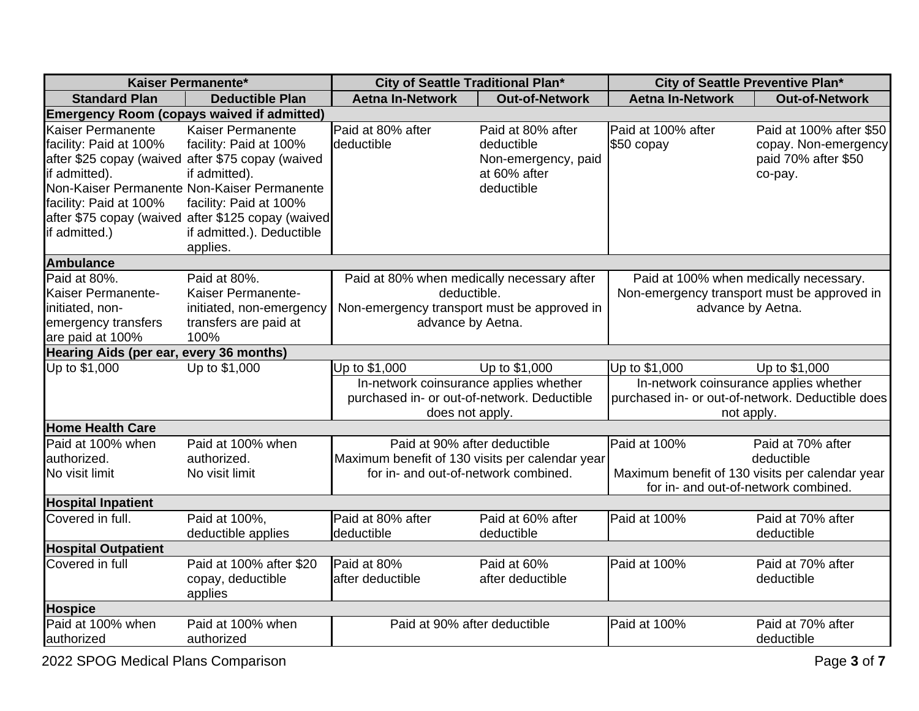| Kaiser Permanente* | | City of Seattle Traditional Plan* | | City of Seattle Preventive Plan* | |
|---|---|---|---|---|---|
| Standard Plan | Deductible Plan | Aetna In-Network | Out-of-Network | Aetna In-Network | Out-of-Network |
| **Emergency Room (copays waived if admitted)** | | | | | |
| Kaiser Permanente facility: Paid at 100% after $25 copay (waived if admitted). Non-Kaiser Permanente facility: Paid at 100% after $75 copay (waived if admitted.) | Kaiser Permanente facility: Paid at 100% after $75 copay (waived if admitted). Non-Kaiser Permanente facility: Paid at 100% after $125 copay (waived if admitted.). Deductible applies. | Paid at 80% after deductible | Paid at 80% after deductible Non-emergency, paid at 60% after deductible | Paid at 100% after $50 copay | Paid at 100% after $50 copay. Non-emergency paid 70% after $50 co-pay. |
| **Ambulance** | | | | | |
| Paid at 80%. Kaiser Permanente-initiated, non-emergency transfers are paid at 100% | Paid at 80%. Kaiser Permanente-initiated, non-emergency transfers are paid at 100% | Paid at 80% when medically necessary after deductible. Non-emergency transport must be approved in advance by Aetna. | | Paid at 100% when medically necessary. Non-emergency transport must be approved in advance by Aetna. | |
| **Hearing Aids (per ear, every 36 months)** | | | | | |
| Up to $1,000 | Up to $1,000 | Up to $1,000 | Up to $1,000 | Up to $1,000 | Up to $1,000 |
| | | In-network coinsurance applies whether purchased in- or out-of-network. Deductible does not apply. | | In-network coinsurance applies whether purchased in- or out-of-network. Deductible does not apply. | |
| **Home Health Care** | | | | | |
| Paid at 100% when authorized. No visit limit | Paid at 100% when authorized. No visit limit | Paid at 90% after deductible Maximum benefit of 130 visits per calendar year for in- and out-of-network combined. | | Paid at 100% | Paid at 70% after deductible |
| | | | | Maximum benefit of 130 visits per calendar year for in- and out-of-network combined. | |
| **Hospital Inpatient** | | | | | |
| Covered in full. | Paid at 100%, deductible applies | Paid at 80% after deductible | Paid at 60% after deductible | Paid at 100% | Paid at 70% after deductible |
| **Hospital Outpatient** | | | | | |
| Covered in full | Paid at 100% after $20 copay, deductible applies | Paid at 80% after deductible | Paid at 60% after deductible | Paid at 100% | Paid at 70% after deductible |
| **Hospice** | | | | | |
| Paid at 100% when authorized | Paid at 100% when authorized | Paid at 90% after deductible | | Paid at 100% | Paid at 70% after deductible |

2022 SPOG Medical Plans Comparison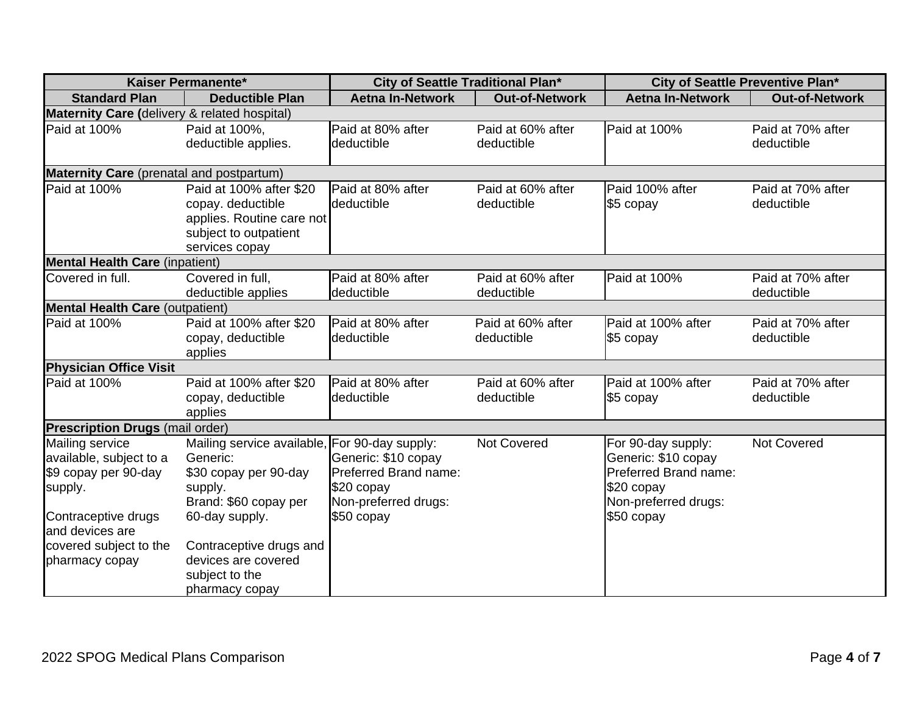| Kaiser Permanente* | | City of Seattle Traditional Plan* | | City of Seattle Preventive Plan* | |
|---|---|---|---|---|---|
| **Standard Plan** | **Deductible Plan** | **Aetna In-Network** | **Out-of-Network** | **Aetna In-Network** | **Out-of-Network** |
| **Maternity Care (**delivery & related hospital) | | | | | |
| Paid at 100% | Paid at 100%, deductible applies. | Paid at 80% after deductible | Paid at 60% after deductible | Paid at 100% | Paid at 70% after deductible |
| **Maternity Care** (prenatal and postpartum) | | | | | |
| Paid at 100% | Paid at 100% after $20 copay. deductible applies. Routine care not subject to outpatient services copay | Paid at 80% after deductible | Paid at 60% after deductible | Paid 100% after $5 copay | Paid at 70% after deductible |
| **Mental Health Care** (inpatient) | | | | | |
| Covered in full. | Covered in full, deductible applies | Paid at 80% after deductible | Paid at 60% after deductible | Paid at 100% | Paid at 70% after deductible |
| **Mental Health Care** (outpatient) | | | | | |
| Paid at 100% | Paid at 100% after $20 copay, deductible applies | Paid at 80% after deductible | Paid at 60% after deductible | Paid at 100% after $5 copay | Paid at 70% after deductible |
| **Physician Office Visit** | | | | | |
| Paid at 100% | Paid at 100% after $20 copay, deductible applies | Paid at 80% after deductible | Paid at 60% after deductible | Paid at 100% after $5 copay | Paid at 70% after deductible |
| **Prescription Drugs** (mail order) | | | | | |
| Mailing service available, subject to a $9 copay per 90-day supply.<br><br>Contraceptive drugs and devices are covered subject to the pharmacy copay | Mailing service available, Generic: $30 copay per 90-day supply. Brand: $60 copay per 60-day supply.<br><br>Contraceptive drugs and devices are covered subject to the pharmacy copay | For 90-day supply: Generic: $10 copay Preferred Brand name: $20 copay Non-preferred drugs: $50 copay | Not Covered | For 90-day supply: Generic: $10 copay Preferred Brand name: $20 copay Non-preferred drugs: $50 copay | Not Covered |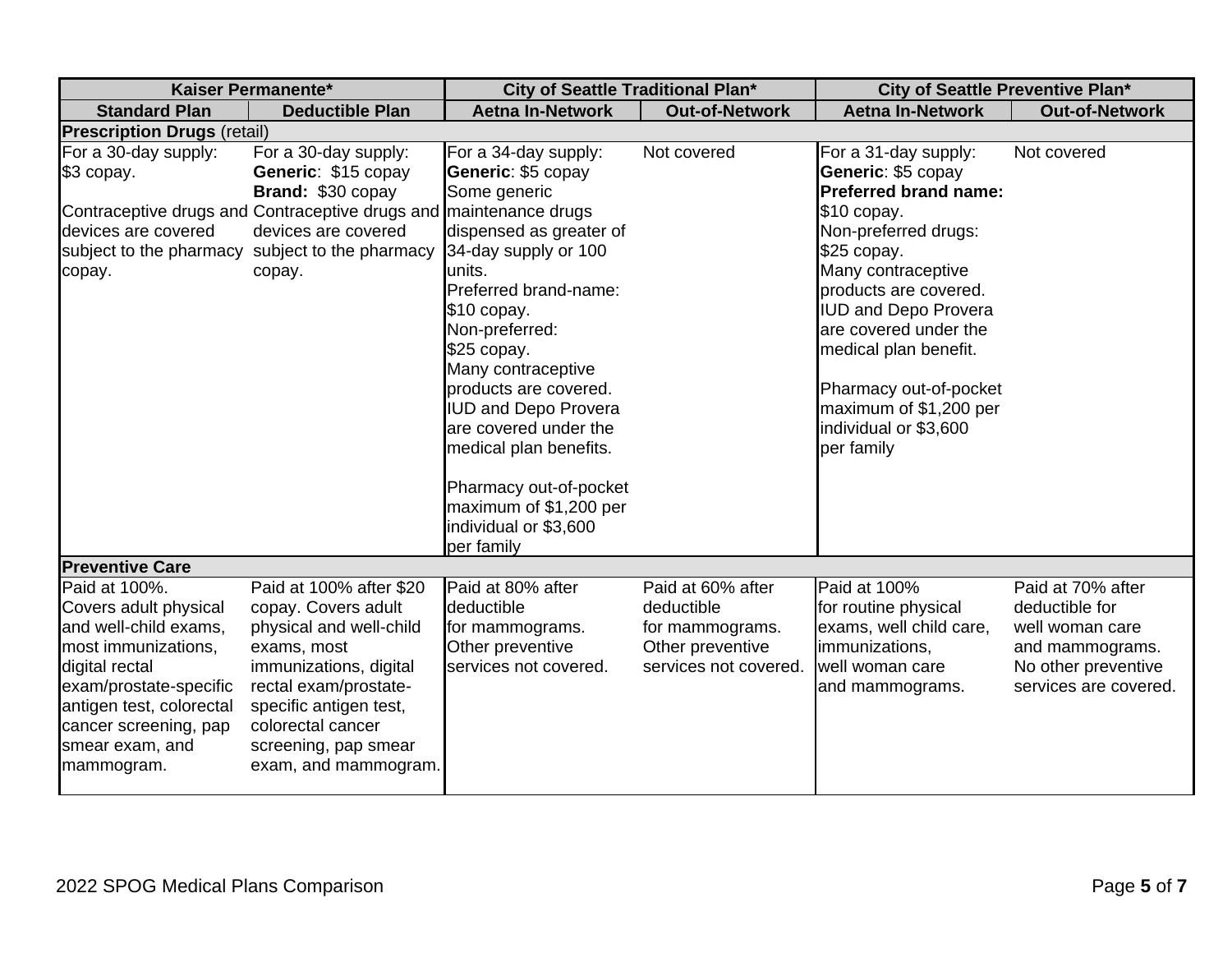| Kaiser Permanente* | | City of Seattle Traditional Plan* | | City of Seattle Preventive Plan* | |
|---|---|---|---|---|---|
| **Standard Plan** | **Deductible Plan** | **Aetna In-Network** | **Out-of-Network** | **Aetna In-Network** | **Out-of-Network** |
| **Prescription Drugs** (retail) | | | | | |
| For a 30-day supply: $3 copay. Contraceptive drugs and devices are covered subject to the pharmacy copay. | For a 30-day supply: **Generic**: $15 copay **Brand:** $30 copay Contraceptive drugs and devices are covered subject to the pharmacy copay. | For a 34-day supply: **Generic**: $5 copay Some generic maintenance drugs dispensed as greater of 34-day supply or 100 units. Preferred brand-name: $10 copay. Non-preferred: $25 copay. Many contraceptive products are covered. IUD and Depo Provera are covered under the medical plan benefits. Pharmacy out-of-pocket maximum of $1,200 per individual or $3,600 per family | Not covered | For a 31-day supply: **Generic**: $5 copay **Preferred brand name:** $10 copay. Non-preferred drugs: $25 copay. Many contraceptive products are covered. IUD and Depo Provera are covered under the medical plan benefit. Pharmacy out-of-pocket maximum of $1,200 per individual or $3,600 per family | Not covered |
| **Preventive Care** | | | | | |
| Paid at 100%. Covers adult physical and well-child exams, most immunizations, digital rectal exam/prostate-specific antigen test, colorectal cancer screening, pap smear exam, and mammogram. | Paid at 100% after $20 copay. Covers adult physical and well-child exams, most immunizations, digital rectal exam/prostate-specific antigen test, colorectal cancer screening, pap smear exam, and mammogram. | Paid at 80% after deductible for mammograms. Other preventive services not covered. | Paid at 60% after deductible for mammograms. Other preventive services not covered. | Paid at 100% for routine physical exams, well child care, immunizations, well woman care and mammograms. | Paid at 70% after deductible for well woman care and mammograms. No other preventive services are covered. |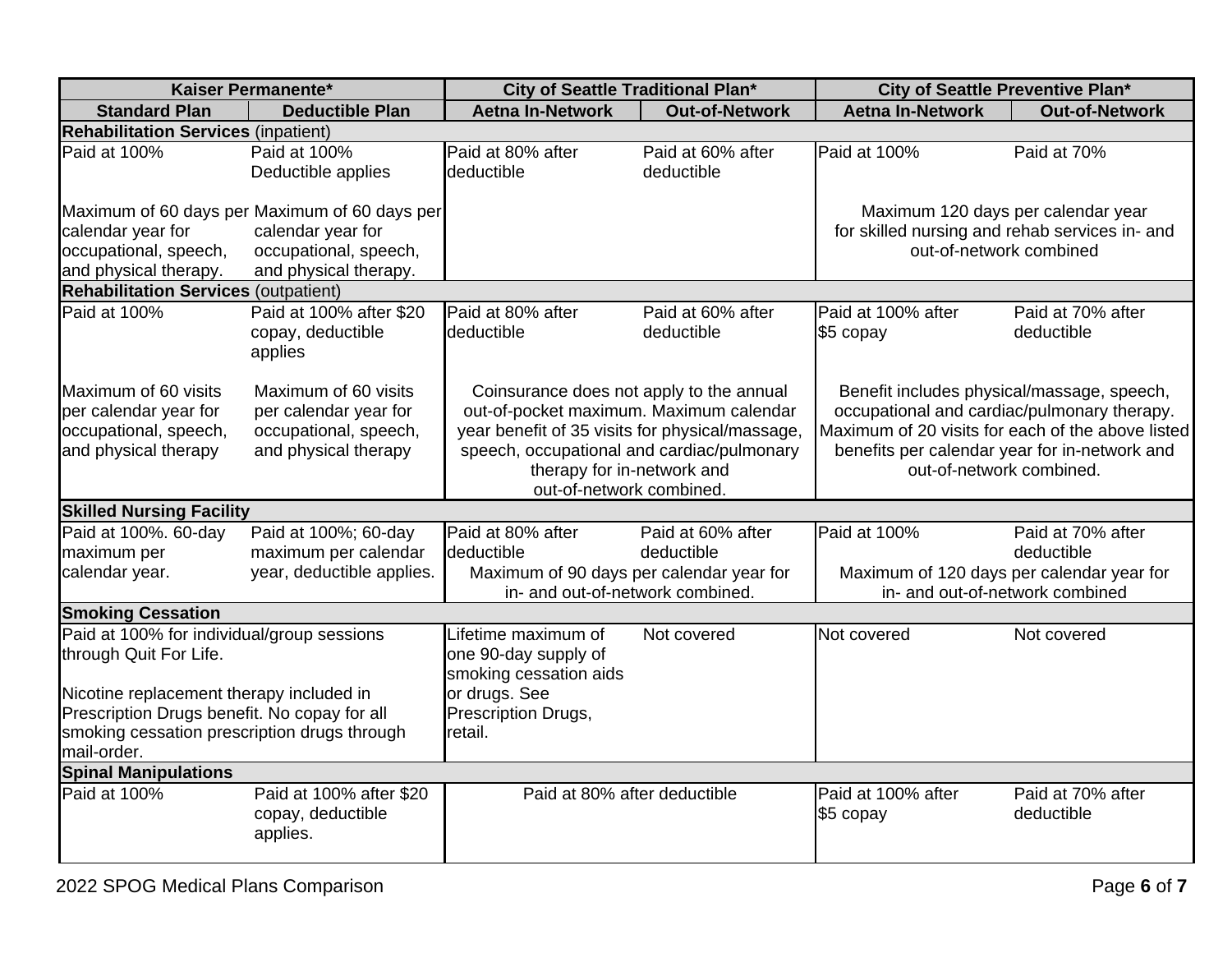| Kaiser Permanente* | | City of Seattle Traditional Plan* | | City of Seattle Preventive Plan* | |
|---|---|---|---|---|---|
| **Standard Plan** | **Deductible Plan** | **Aetna In-Network** | **Out-of-Network** | **Aetna In-Network** | **Out-of-Network** |
| **Rehabilitation Services** (inpatient) | | | | | |
| Paid at 100% | Paid at 100% Deductible applies | Paid at 80% after deductible | Paid at 60% after deductible | Paid at 100% | Paid at 70% |
| Maximum of 60 days per calendar year for occupational, speech, and physical therapy. | Maximum of 60 days per calendar year for occupational, speech, and physical therapy. | | | Maximum 120 days per calendar year for skilled nursing and rehab services in- and out-of-network combined | |
| **Rehabilitation Services** (outpatient) | | | | | |
| Paid at 100% | Paid at 100% after $20 copay, deductible applies | Paid at 80% after deductible | Paid at 60% after deductible | Paid at 100% after $5 copay | Paid at 70% after deductible |
| Maximum of 60 visits per calendar year for occupational, speech, and physical therapy | Maximum of 60 visits per calendar year for occupational, speech, and physical therapy | Coinsurance does not apply to the annual out-of-pocket maximum. Maximum calendar year benefit of 35 visits for physical/massage, speech, occupational and cardiac/pulmonary therapy for in-network and out-of-network combined. | | Benefit includes physical/massage, speech, occupational and cardiac/pulmonary therapy. Maximum of 20 visits for each of the above listed benefits per calendar year for in-network and out-of-network combined. | |
| **Skilled Nursing Facility** | | | | | |
| Paid at 100%. 60-day maximum per calendar year. | Paid at 100%; 60-day maximum per calendar year, deductible applies. | Paid at 80% after deductible | Paid at 60% after deductible | Paid at 100% | Paid at 70% after deductible |
| | | Maximum of 90 days per calendar year for in- and out-of-network combined. | | Maximum of 120 days per calendar year for in- and out-of-network combined | |
| **Smoking Cessation** | | | | | |
| Paid at 100% for individual/group sessions through Quit For Life. Nicotine replacement therapy included in Prescription Drugs benefit. No copay for all smoking cessation prescription drugs through mail-order. | | Lifetime maximum of one 90-day supply of smoking cessation aids or drugs. See Prescription Drugs, retail. | Not covered | Not covered | Not covered |
| **Spinal Manipulations** | | | | | |
| Paid at 100% | Paid at 100% after $20 copay, deductible applies. | Paid at 80% after deductible | | Paid at 100% after $5 copay | Paid at 70% after deductible |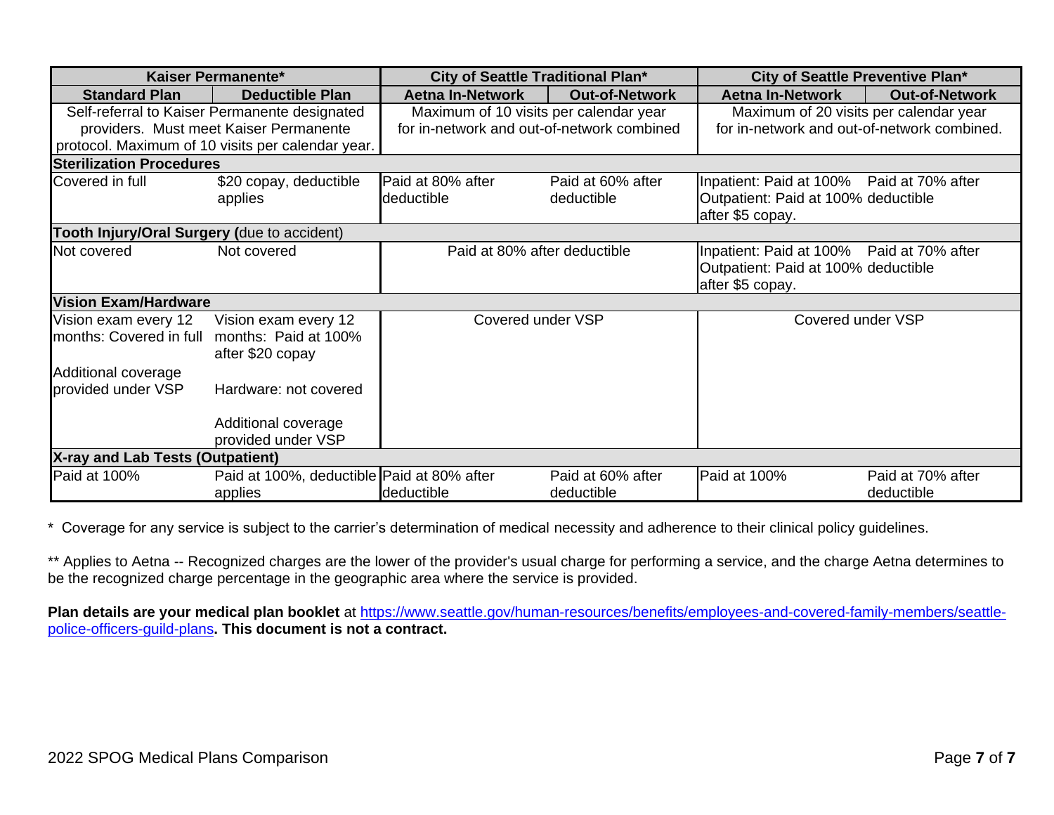| Kaiser Permanente* | | City of Seattle Traditional Plan* | | City of Seattle Preventive Plan* | |
|---|---|---|---|---|---|
| **Standard Plan** | **Deductible Plan** | **Aetna In-Network** | **Out-of-Network** | **Aetna In-Network** | **Out-of-Network** |
| Self-referral to Kaiser Permanente designated providers. Must meet Kaiser Permanente protocol. Maximum of 10 visits per calendar year. | | Maximum of 10 visits per calendar year for in-network and out-of-network combined | | Maximum of 20 visits per calendar year for in-network and out-of-network combined. | |
| **Sterilization Procedures** | | | | | |
| Covered in full | $20 copay, deductible applies | Paid at 80% after deductible | Paid at 60% after deductible | Inpatient: Paid at 100% Outpatient: Paid at 100% after $5 copay. | Paid at 70% after deductible |
| **Tooth Injury/Oral Surgery (**due to accident) | | | | | |
| Not covered | Not covered | Paid at 80% after deductible | | Inpatient: Paid at 100% Outpatient: Paid at 100% after $5 copay. | Paid at 70% after deductible |
| **Vision Exam/Hardware** | | | | | |
| Vision exam every 12 months: Covered in full<br><br>Additional coverage provided under VSP | Vision exam every 12 months: Paid at 100% after $20 copay<br><br>Hardware: not covered<br><br>Additional coverage provided under VSP | Covered under VSP | | Covered under VSP | |
| **X-ray and Lab Tests (Outpatient)** | | | | | |
| Paid at 100% | Paid at 100%, deductible applies | Paid at 80% after deductible | Paid at 60% after deductible | Paid at 100% | Paid at 70% after deductible |

* Coverage for any service is subject to the carrier's determination of medical necessity and adherence to their clinical policy guidelines.

** Applies to Aetna -- Recognized charges are the lower of the provider's usual charge for performing a service, and the charge Aetna determines to be the recognized charge percentage in the geographic area where the service is provided.

**Plan details are your medical plan booklet** at https://www.seattle.gov/human-resources/benefits/employees-and-covered-family-members/seattle-police-officers-guild-plans**. This document is not a contract.**